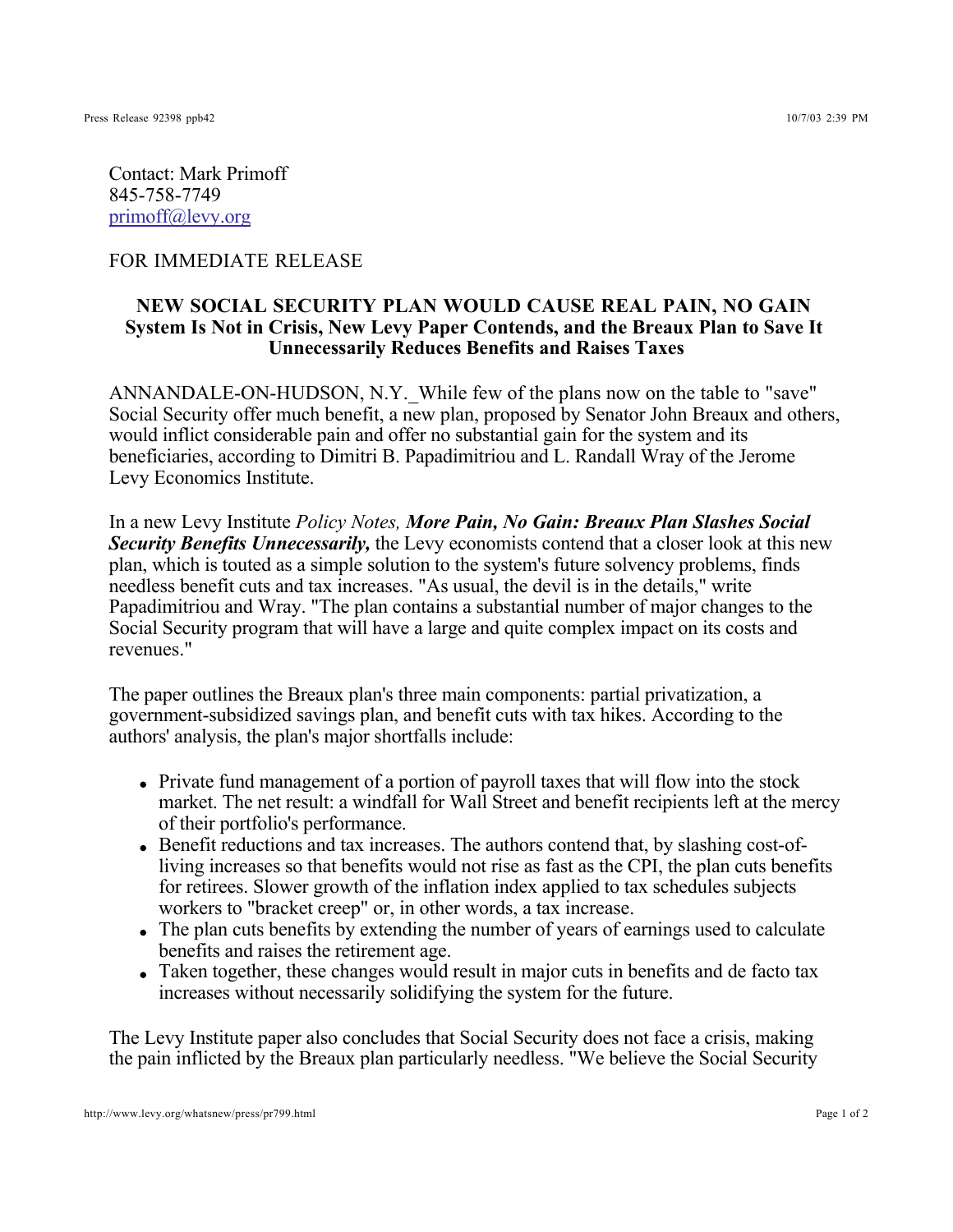Contact: Mark Primoff
845-758-7749
primoff@levy.org

FOR IMMEDIATE RELEASE

**NEW SOCIAL SECURITY PLAN WOULD CAUSE REAL PAIN, NO GAIN**
**System Is Not in Crisis, New Levy Paper Contends, and the Breaux Plan to Save It Unnecessarily Reduces Benefits and Raises Taxes**

ANNANDALE-ON-HUDSON, N.Y._While few of the plans now on the table to "save" Social Security offer much benefit, a new plan, proposed by Senator John Breaux and others, would inflict considerable pain and offer no substantial gain for the system and its beneficiaries, according to Dimitri B. Papadimitriou and L. Randall Wray of the Jerome Levy Economics Institute.

In a new Levy Institute *Policy Notes,* ***More Pain, No Gain: Breaux Plan Slashes Social Security Benefits Unnecessarily,*** the Levy economists contend that a closer look at this new plan, which is touted as a simple solution to the system's future solvency problems, finds needless benefit cuts and tax increases. "As usual, the devil is in the details," write Papadimitriou and Wray. "The plan contains a substantial number of major changes to the Social Security program that will have a large and quite complex impact on its costs and revenues."

The paper outlines the Breaux plan's three main components: partial privatization, a government-subsidized savings plan, and benefit cuts with tax hikes. According to the authors' analysis, the plan's major shortfalls include:

- Private fund management of a portion of payroll taxes that will flow into the stock market. The net result: a windfall for Wall Street and benefit recipients left at the mercy of their portfolio's performance.
- Benefit reductions and tax increases. The authors contend that, by slashing cost-of-living increases so that benefits would not rise as fast as the CPI, the plan cuts benefits for retirees. Slower growth of the inflation index applied to tax schedules subjects workers to "bracket creep" or, in other words, a tax increase.
- The plan cuts benefits by extending the number of years of earnings used to calculate benefits and raises the retirement age.
- Taken together, these changes would result in major cuts in benefits and de facto tax increases without necessarily solidifying the system for the future.

The Levy Institute paper also concludes that Social Security does not face a crisis, making the pain inflicted by the Breaux plan particularly needless. "We believe the Social Security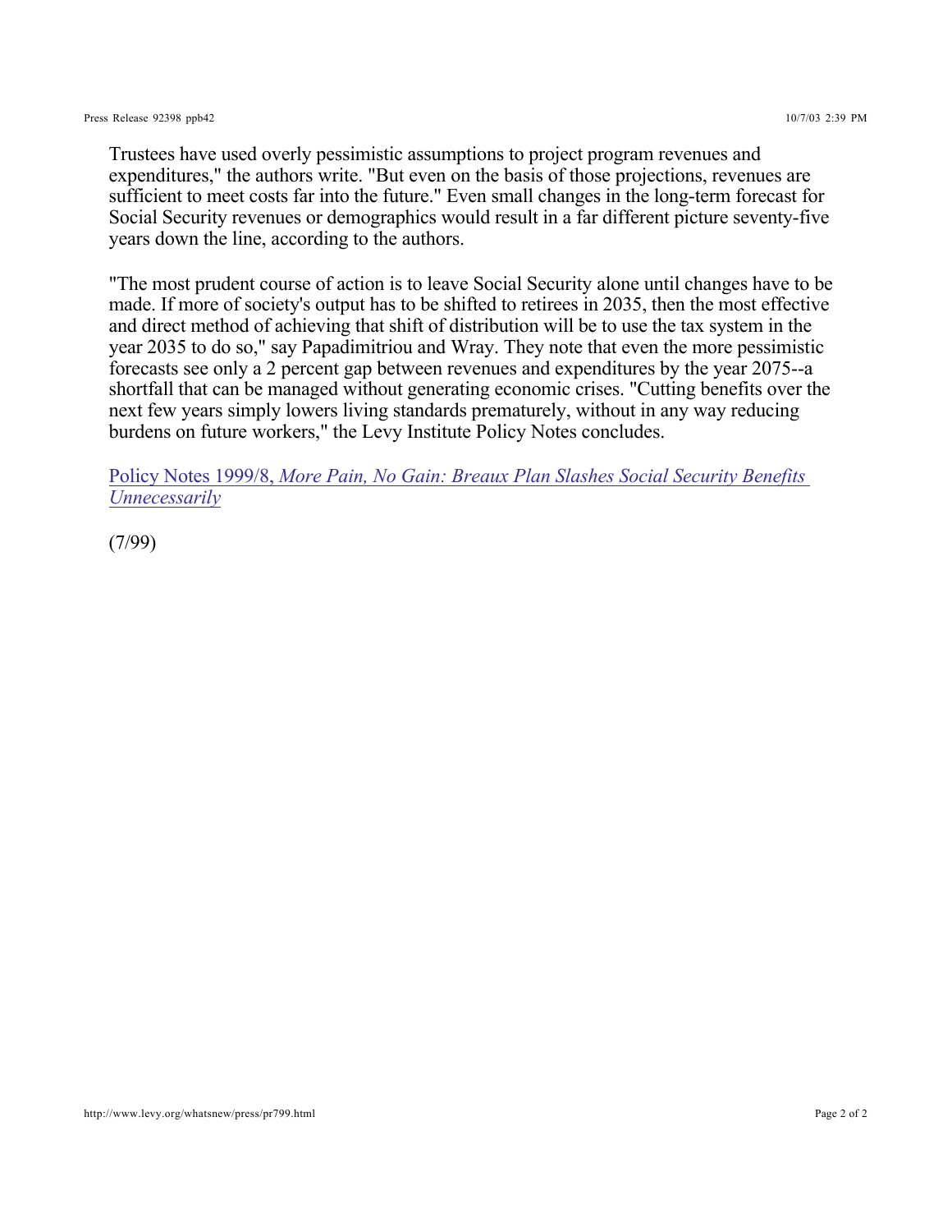Trustees have used overly pessimistic assumptions to project program revenues and expenditures," the authors write. "But even on the basis of those projections, revenues are sufficient to meet costs far into the future." Even small changes in the long-term forecast for Social Security revenues or demographics would result in a far different picture seventy-five years down the line, according to the authors.

"The most prudent course of action is to leave Social Security alone until changes have to be made. If more of society's output has to be shifted to retirees in 2035, then the most effective and direct method of achieving that shift of distribution will be to use the tax system in the year 2035 to do so," say Papadimitriou and Wray. They note that even the more pessimistic forecasts see only a 2 percent gap between revenues and expenditures by the year 2075--a shortfall that can be managed without generating economic crises. "Cutting benefits over the next few years simply lowers living standards prematurely, without in any way reducing burdens on future workers," the Levy Institute Policy Notes concludes.

Policy Notes 1999/8, *More Pain, No Gain: Breaux Plan Slashes Social Security Benefits Unnecessarily*

(7/99)